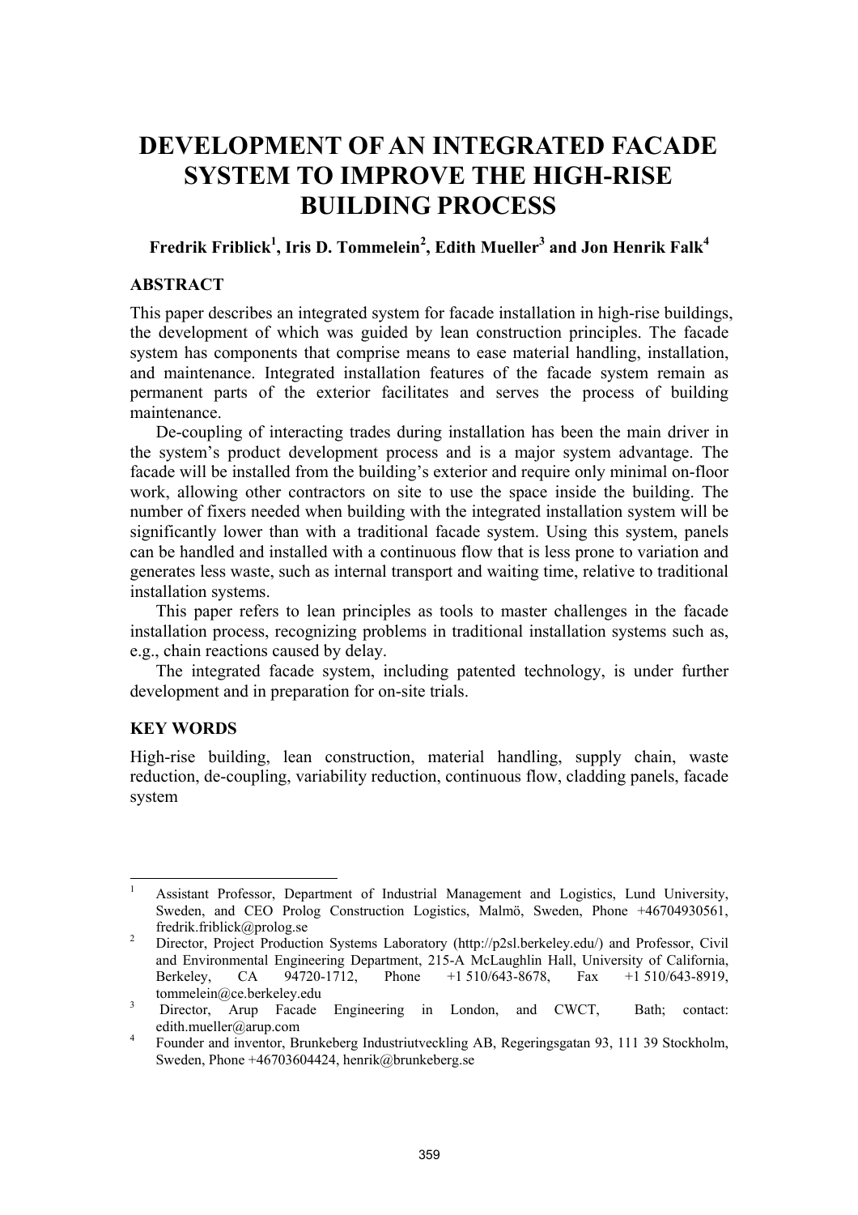# DEVELOPMENT OF AN INTEGRATED FACADE SYSTEM TO IMPROVE THE HIGH-RISE BUILDING PROCESS

**Fredrik Friblick[1], Iris D. Tommelein[2], Edith Mueller[3] and Jon Henrik Falk[4]**

## ABSTRACT

This paper describes an integrated system for facade installation in high-rise buildings, the development of which was guided by lean construction principles. The facade system has components that comprise means to ease material handling, installation, and maintenance. Integrated installation features of the facade system remain as permanent parts of the exterior facilitates and serves the process of building maintenance.

De-coupling of interacting trades during installation has been the main driver in the system's product development process and is a major system advantage. The facade will be installed from the building's exterior and require only minimal on-floor work, allowing other contractors on site to use the space inside the building. The number of fixers needed when building with the integrated installation system will be significantly lower than with a traditional facade system. Using this system, panels can be handled and installed with a continuous flow that is less prone to variation and generates less waste, such as internal transport and waiting time, relative to traditional installation systems.

This paper refers to lean principles as tools to master challenges in the facade installation process, recognizing problems in traditional installation systems such as, e.g., chain reactions caused by delay.

The integrated facade system, including patented technology, is under further development and in preparation for on-site trials.

## KEY WORDS

High-rise building, lean construction, material handling, supply chain, waste reduction, de-coupling, variability reduction, continuous flow, cladding panels, facade system

---

[1] Assistant Professor, Department of Industrial Management and Logistics, Lund University, Sweden, and CEO Prolog Construction Logistics, Malmö, Sweden, Phone +46704930561, fredrik.friblick@prolog.se

[2] Director, Project Production Systems Laboratory (http://p2sl.berkeley.edu/) and Professor, Civil and Environmental Engineering Department, 215-A McLaughlin Hall, University of California, Berkeley, CA 94720-1712, Phone +1 510/643-8678, Fax +1 510/643-8919, tommelein@ce.berkeley.edu

[3] Director, Arup Facade Engineering in London, and CWCT, Bath; contact: edith.mueller@arup.com

[4] Founder and inventor, Brunkeberg Industriutveckling AB, Regeringsgatan 93, 111 39 Stockholm, Sweden, Phone +46703604424, henrik@brunkeberg.se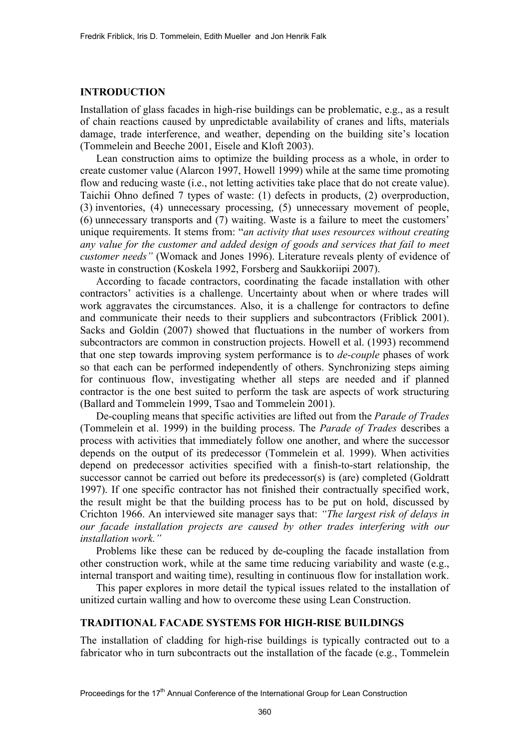## INTRODUCTION

Installation of glass facades in high-rise buildings can be problematic, e.g., as a result of chain reactions caused by unpredictable availability of cranes and lifts, materials damage, trade interference, and weather, depending on the building site's location (Tommelein and Beeche 2001, Eisele and Kloft 2003).

Lean construction aims to optimize the building process as a whole, in order to create customer value (Alarcon 1997, Howell 1999) while at the same time promoting flow and reducing waste (i.e., not letting activities take place that do not create value). Taichii Ohno defined 7 types of waste: (1) defects in products, (2) overproduction, (3) inventories, (4) unnecessary processing, (5) unnecessary movement of people, (6) unnecessary transports and (7) waiting. Waste is a failure to meet the customers' unique requirements. It stems from: "*an activity that uses resources without creating any value for the customer and added design of goods and services that fail to meet customer needs"* (Womack and Jones 1996). Literature reveals plenty of evidence of waste in construction (Koskela 1992, Forsberg and Saukkoriipi 2007).

According to facade contractors, coordinating the facade installation with other contractors' activities is a challenge. Uncertainty about when or where trades will work aggravates the circumstances. Also, it is a challenge for contractors to define and communicate their needs to their suppliers and subcontractors (Friblick 2001). Sacks and Goldin (2007) showed that fluctuations in the number of workers from subcontractors are common in construction projects. Howell et al. (1993) recommend that one step towards improving system performance is to *de-couple* phases of work so that each can be performed independently of others. Synchronizing steps aiming for continuous flow, investigating whether all steps are needed and if planned contractor is the one best suited to perform the task are aspects of work structuring (Ballard and Tommelein 1999, Tsao and Tommelein 2001).

De-coupling means that specific activities are lifted out from the *Parade of Trades* (Tommelein et al. 1999) in the building process. The *Parade of Trades* describes a process with activities that immediately follow one another, and where the successor depends on the output of its predecessor (Tommelein et al. 1999). When activities depend on predecessor activities specified with a finish-to-start relationship, the successor cannot be carried out before its predecessor(s) is (are) completed (Goldratt 1997). If one specific contractor has not finished their contractually specified work, the result might be that the building process has to be put on hold, discussed by Crichton 1966. An interviewed site manager says that: *"The largest risk of delays in our facade installation projects are caused by other trades interfering with our installation work."*

Problems like these can be reduced by de-coupling the facade installation from other construction work, while at the same time reducing variability and waste (e.g., internal transport and waiting time), resulting in continuous flow for installation work.

This paper explores in more detail the typical issues related to the installation of unitized curtain walling and how to overcome these using Lean Construction.

## TRADITIONAL FACADE SYSTEMS FOR HIGH-RISE BUILDINGS

The installation of cladding for high-rise buildings is typically contracted out to a fabricator who in turn subcontracts out the installation of the facade (e.g., Tommelein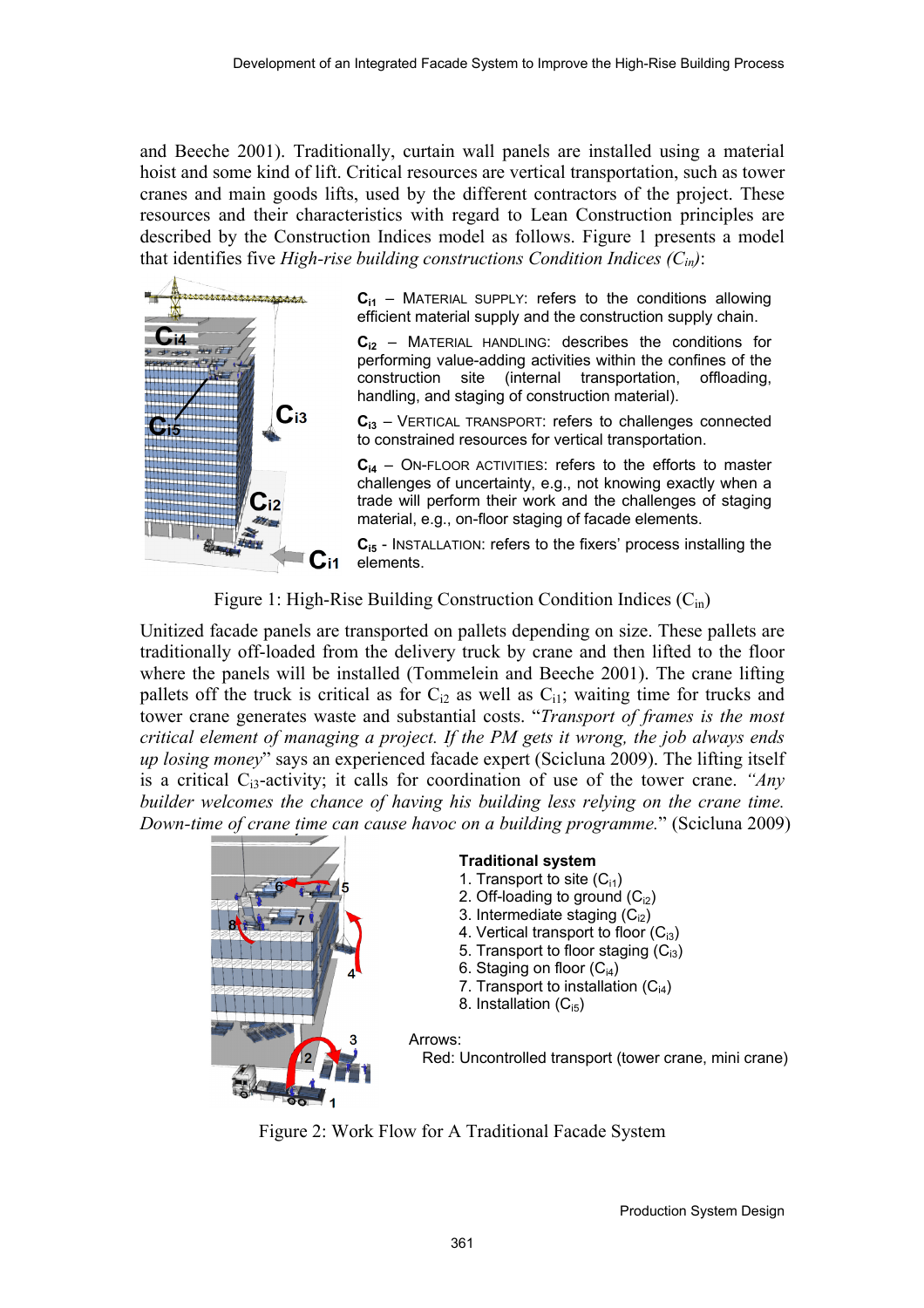and Beeche 2001). Traditionally, curtain wall panels are installed using a material hoist and some kind of lift. Critical resources are vertical transportation, such as tower cranes and main goods lifts, used by the different contractors of the project. These resources and their characteristics with regard to Lean Construction principles are described by the Construction Indices model as follows. Figure 1 presents a model that identifies five *High-rise building constructions Condition Indices ($C_{in}$)*:

**$C_{i1}$** – MATERIAL SUPPLY: refers to the conditions allowing efficient material supply and the construction supply chain.

**$C_{i2}$** – MATERIAL HANDLING: describes the conditions for performing value-adding activities within the confines of the construction site (internal transportation, offloading, handling, and staging of construction material).

**$C_{i3}$** – VERTICAL TRANSPORT: refers to challenges connected to constrained resources for vertical transportation.

**$C_{i4}$** – ON-FLOOR ACTIVITIES: refers to the efforts to master challenges of uncertainty, e.g., not knowing exactly when a trade will perform their work and the challenges of staging material, e.g., on-floor staging of facade elements.

**$C_{i5}$** - INSTALLATION: refers to the fixers' process installing the elements.

Figure 1: High-Rise Building Construction Condition Indices ($C_{in}$)

Unitized facade panels are transported on pallets depending on size. These pallets are traditionally off-loaded from the delivery truck by crane and then lifted to the floor where the panels will be installed (Tommelein and Beeche 2001). The crane lifting pallets off the truck is critical as for $C_{i2}$ as well as $C_{i1}$; waiting time for trucks and tower crane generates waste and substantial costs. "*Transport of frames is the most critical element of managing a project. If the PM gets it wrong, the job always ends up losing money*" says an experienced facade expert (Scicluna 2009). The lifting itself is a critical $C_{i3}$-activity; it calls for coordination of use of the tower crane. *"Any builder welcomes the chance of having his building less relying on the crane time. Down-time of crane time can cause havoc on a building programme.*" (Scicluna 2009)

**Traditional system**

1. Transport to site ($C_{i1}$)
2. Off-loading to ground ($C_{i2}$)
3. Intermediate staging ($C_{i2}$)
4. Vertical transport to floor ($C_{i3}$)
5. Transport to floor staging ($C_{i3}$)
6. Staging on floor ($C_{i4}$)
7. Transport to installation ($C_{i4}$)
8. Installation ($C_{i5}$)

Arrows:
Red: Uncontrolled transport (tower crane, mini crane)

Figure 2: Work Flow for A Traditional Facade System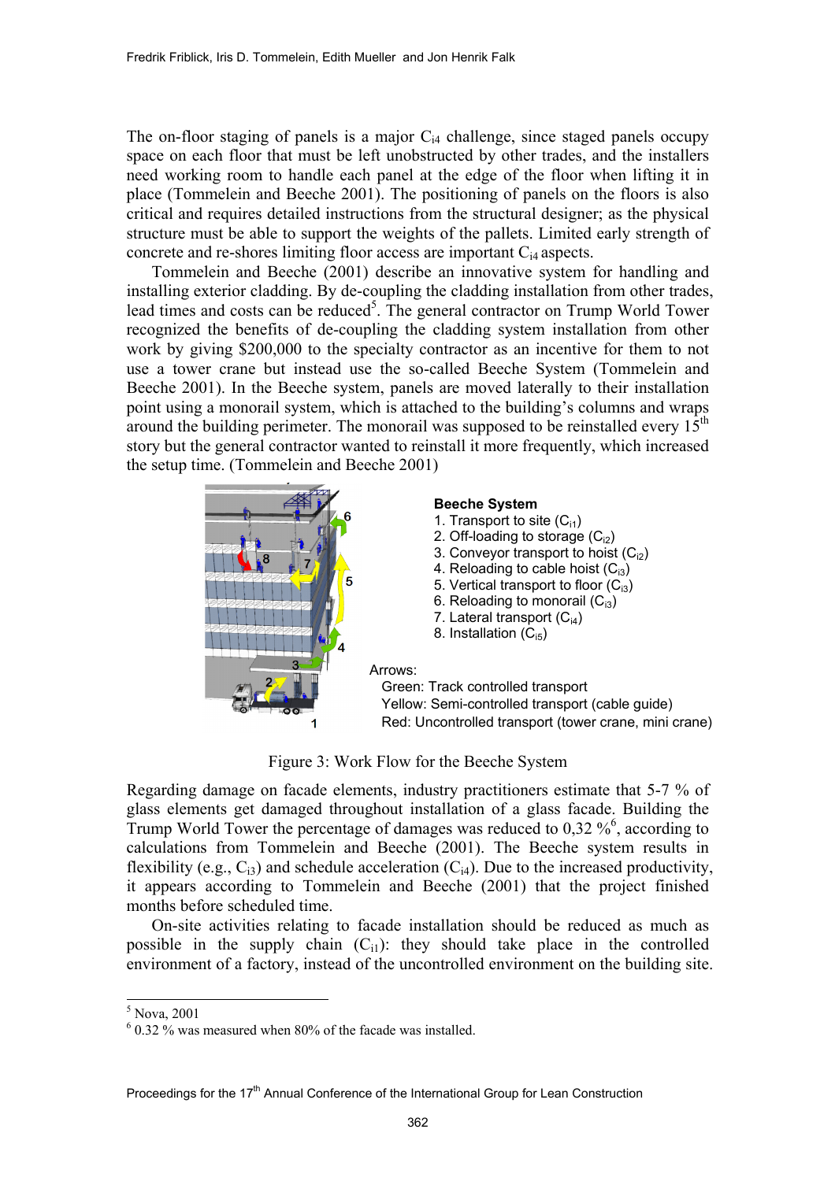The on-floor staging of panels is a major $C_{i4}$ challenge, since staged panels occupy space on each floor that must be left unobstructed by other trades, and the installers need working room to handle each panel at the edge of the floor when lifting it in place (Tommelein and Beeche 2001). The positioning of panels on the floors is also critical and requires detailed instructions from the structural designer; as the physical structure must be able to support the weights of the pallets. Limited early strength of concrete and re-shores limiting floor access are important $C_{i4}$ aspects.

Tommelein and Beeche (2001) describe an innovative system for handling and installing exterior cladding. By de-coupling the cladding installation from other trades, lead times and costs can be reduced[5]. The general contractor on Trump World Tower recognized the benefits of de-coupling the cladding system installation from other work by giving $200,000 to the specialty contractor as an incentive for them to not use a tower crane but instead use the so-called Beeche System (Tommelein and Beeche 2001). In the Beeche system, panels are moved laterally to their installation point using a monorail system, which is attached to the building's columns and wraps around the building perimeter. The monorail was supposed to be reinstalled every 15th story but the general contractor wanted to reinstall it more frequently, which increased the setup time. (Tommelein and Beeche 2001)

**Beeche System**

1. Transport to site ($C_{i1}$)
2. Off-loading to storage ($C_{i2}$)
3. Conveyor transport to hoist ($C_{i2}$)
4. Reloading to cable hoist ($C_{i3}$)
5. Vertical transport to floor ($C_{i3}$)
6. Reloading to monorail ($C_{i3}$)
7. Lateral transport ($C_{i4}$)
8. Installation ($C_{i5}$)

Arrows:
- Green: Track controlled transport
- Yellow: Semi-controlled transport (cable guide)
- Red: Uncontrolled transport (tower crane, mini crane)

Figure 3: Work Flow for the Beeche System

Regarding damage on facade elements, industry practitioners estimate that 5-7 % of glass elements get damaged throughout installation of a glass facade. Building the Trump World Tower the percentage of damages was reduced to 0,32 %[6], according to calculations from Tommelein and Beeche (2001). The Beeche system results in flexibility (e.g., $C_{i3}$) and schedule acceleration ($C_{i4}$). Due to the increased productivity, it appears according to Tommelein and Beeche (2001) that the project finished months before scheduled time.

On-site activities relating to facade installation should be reduced as much as possible in the supply chain ($C_{i1}$): they should take place in the controlled environment of a factory, instead of the uncontrolled environment on the building site.

[5] Nova, 2001

[6] 0.32 % was measured when 80% of the facade was installed.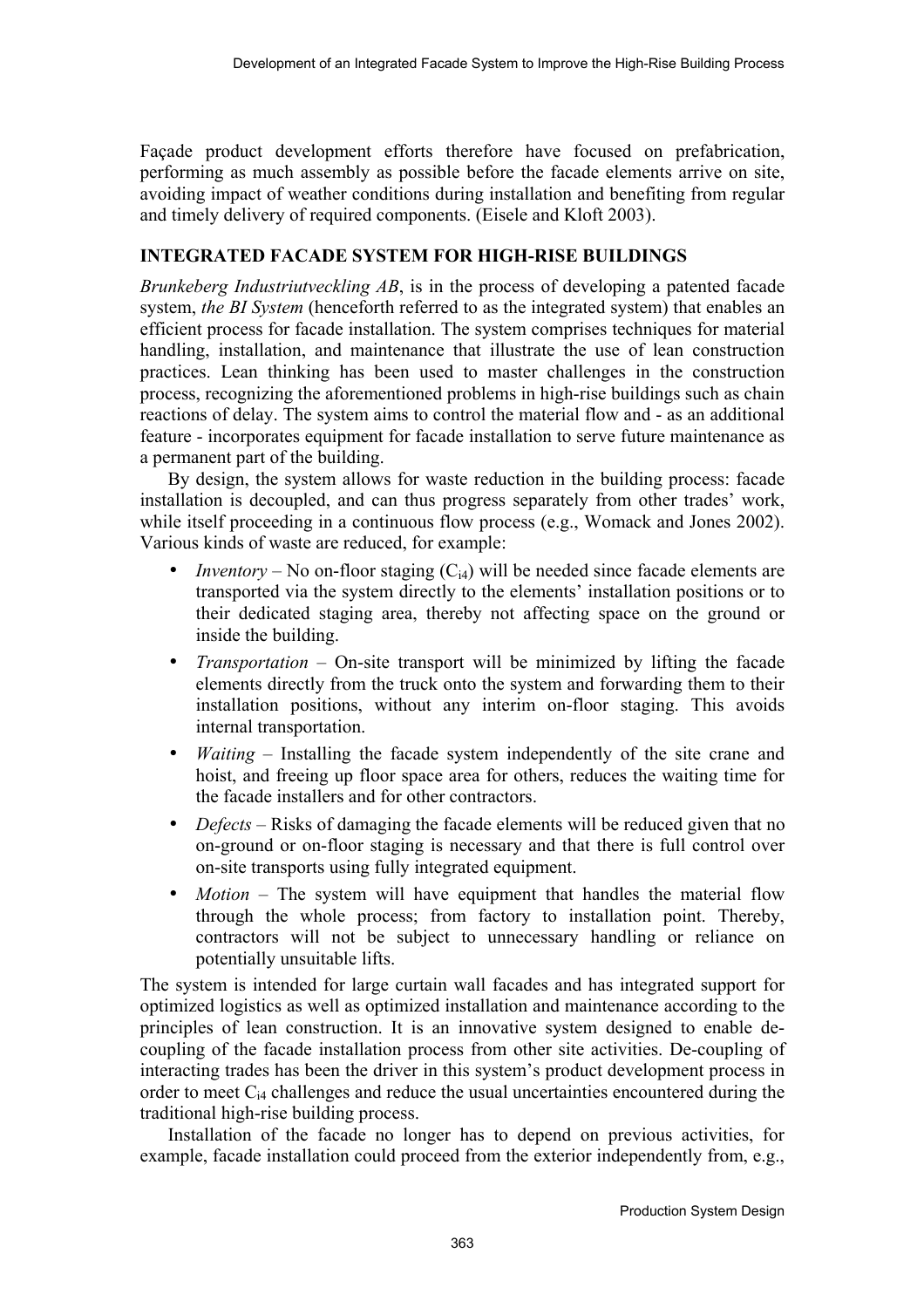Façade product development efforts therefore have focused on prefabrication, performing as much assembly as possible before the facade elements arrive on site, avoiding impact of weather conditions during installation and benefiting from regular and timely delivery of required components. (Eisele and Kloft 2003).

## INTEGRATED FACADE SYSTEM FOR HIGH-RISE BUILDINGS

*Brunkeberg Industriutveckling AB*, is in the process of developing a patented facade system, *the BI System* (henceforth referred to as the integrated system) that enables an efficient process for facade installation. The system comprises techniques for material handling, installation, and maintenance that illustrate the use of lean construction practices. Lean thinking has been used to master challenges in the construction process, recognizing the aforementioned problems in high-rise buildings such as chain reactions of delay. The system aims to control the material flow and - as an additional feature - incorporates equipment for facade installation to serve future maintenance as a permanent part of the building.

By design, the system allows for waste reduction in the building process: facade installation is decoupled, and can thus progress separately from other trades' work, while itself proceeding in a continuous flow process (e.g., Womack and Jones 2002). Various kinds of waste are reduced, for example:

- *Inventory* – No on-floor staging ($C_{i4}$) will be needed since facade elements are transported via the system directly to the elements' installation positions or to their dedicated staging area, thereby not affecting space on the ground or inside the building.
- *Transportation* – On-site transport will be minimized by lifting the facade elements directly from the truck onto the system and forwarding them to their installation positions, without any interim on-floor staging. This avoids internal transportation.
- *Waiting* – Installing the facade system independently of the site crane and hoist, and freeing up floor space area for others, reduces the waiting time for the facade installers and for other contractors.
- *Defects* – Risks of damaging the facade elements will be reduced given that no on-ground or on-floor staging is necessary and that there is full control over on-site transports using fully integrated equipment.
- *Motion* – The system will have equipment that handles the material flow through the whole process; from factory to installation point. Thereby, contractors will not be subject to unnecessary handling or reliance on potentially unsuitable lifts.

The system is intended for large curtain wall facades and has integrated support for optimized logistics as well as optimized installation and maintenance according to the principles of lean construction. It is an innovative system designed to enable de-coupling of the facade installation process from other site activities. De-coupling of interacting trades has been the driver in this system's product development process in order to meet $C_{i4}$ challenges and reduce the usual uncertainties encountered during the traditional high-rise building process.

Installation of the facade no longer has to depend on previous activities, for example, facade installation could proceed from the exterior independently from, e.g.,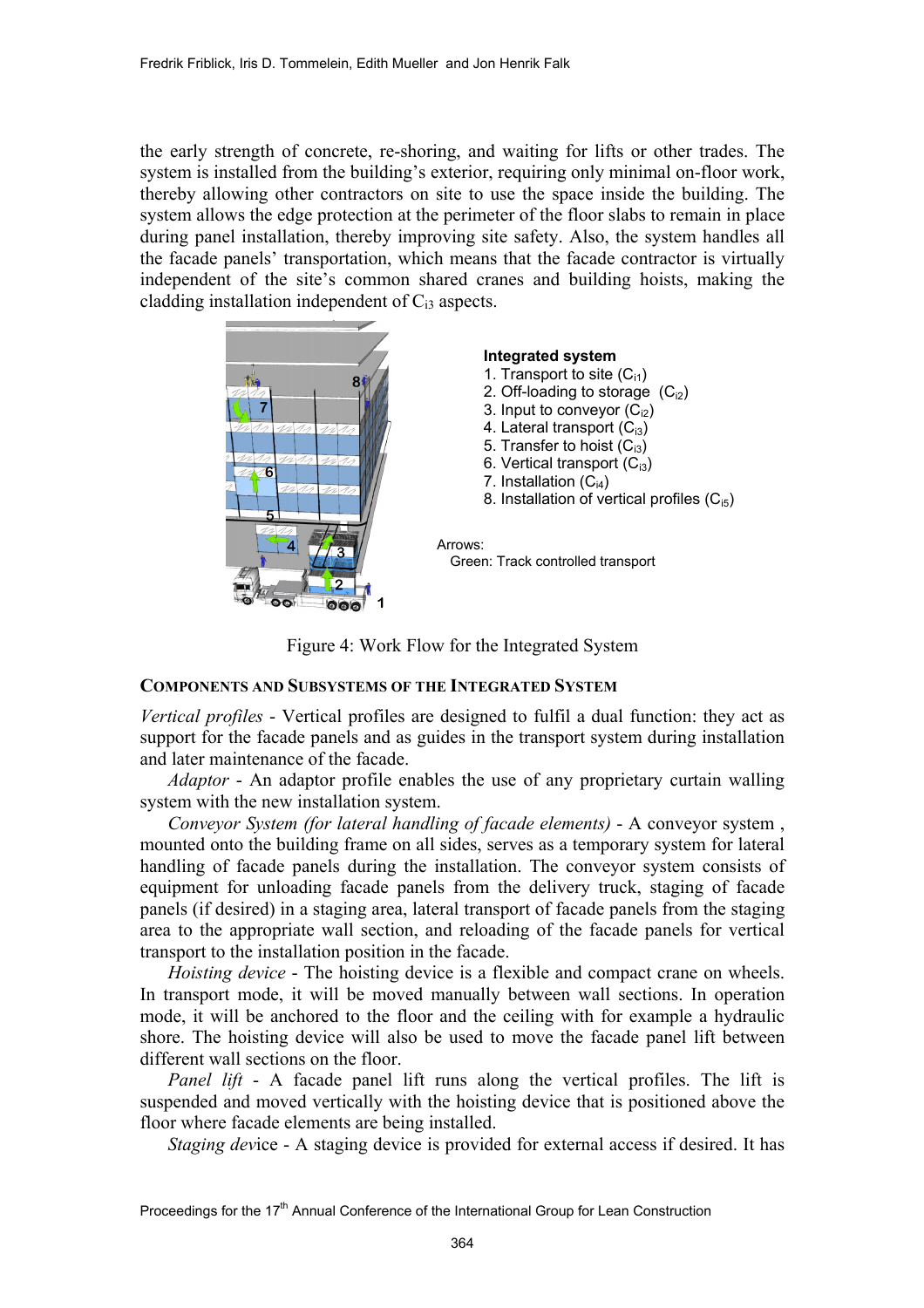the early strength of concrete, re-shoring, and waiting for lifts or other trades. The system is installed from the building's exterior, requiring only minimal on-floor work, thereby allowing other contractors on site to use the space inside the building. The system allows the edge protection at the perimeter of the floor slabs to remain in place during panel installation, thereby improving site safety. Also, the system handles all the facade panels' transportation, which means that the facade contractor is virtually independent of the site's common shared cranes and building hoists, making the cladding installation independent of $C_{i3}$ aspects.

**Integrated system**

1. Transport to site ($C_{i1}$)
2. Off-loading to storage ($C_{i2}$)
3. Input to conveyor ($C_{i2}$)
4. Lateral transport ($C_{i3}$)
5. Transfer to hoist ($C_{i3}$)
6. Vertical transport ($C_{i3}$)
7. Installation ($C_{i4}$)
8. Installation of vertical profiles ($C_{i5}$)

Arrows:
Green: Track controlled transport

Figure 4: Work Flow for the Integrated System

### Components and Subsystems of the Integrated System

*Vertical profiles* - Vertical profiles are designed to fulfil a dual function: they act as support for the facade panels and as guides in the transport system during installation and later maintenance of the facade.

*Adaptor* - An adaptor profile enables the use of any proprietary curtain walling system with the new installation system.

*Conveyor System (for lateral handling of facade elements)* - A conveyor system , mounted onto the building frame on all sides, serves as a temporary system for lateral handling of facade panels during the installation. The conveyor system consists of equipment for unloading facade panels from the delivery truck, staging of facade panels (if desired) in a staging area, lateral transport of facade panels from the staging area to the appropriate wall section, and reloading of the facade panels for vertical transport to the installation position in the facade.

*Hoisting device* - The hoisting device is a flexible and compact crane on wheels. In transport mode, it will be moved manually between wall sections. In operation mode, it will be anchored to the floor and the ceiling with for example a hydraulic shore. The hoisting device will also be used to move the facade panel lift between different wall sections on the floor.

*Panel lift* - A facade panel lift runs along the vertical profiles. The lift is suspended and moved vertically with the hoisting device that is positioned above the floor where facade elements are being installed.

*Staging device* - A staging device is provided for external access if desired. It has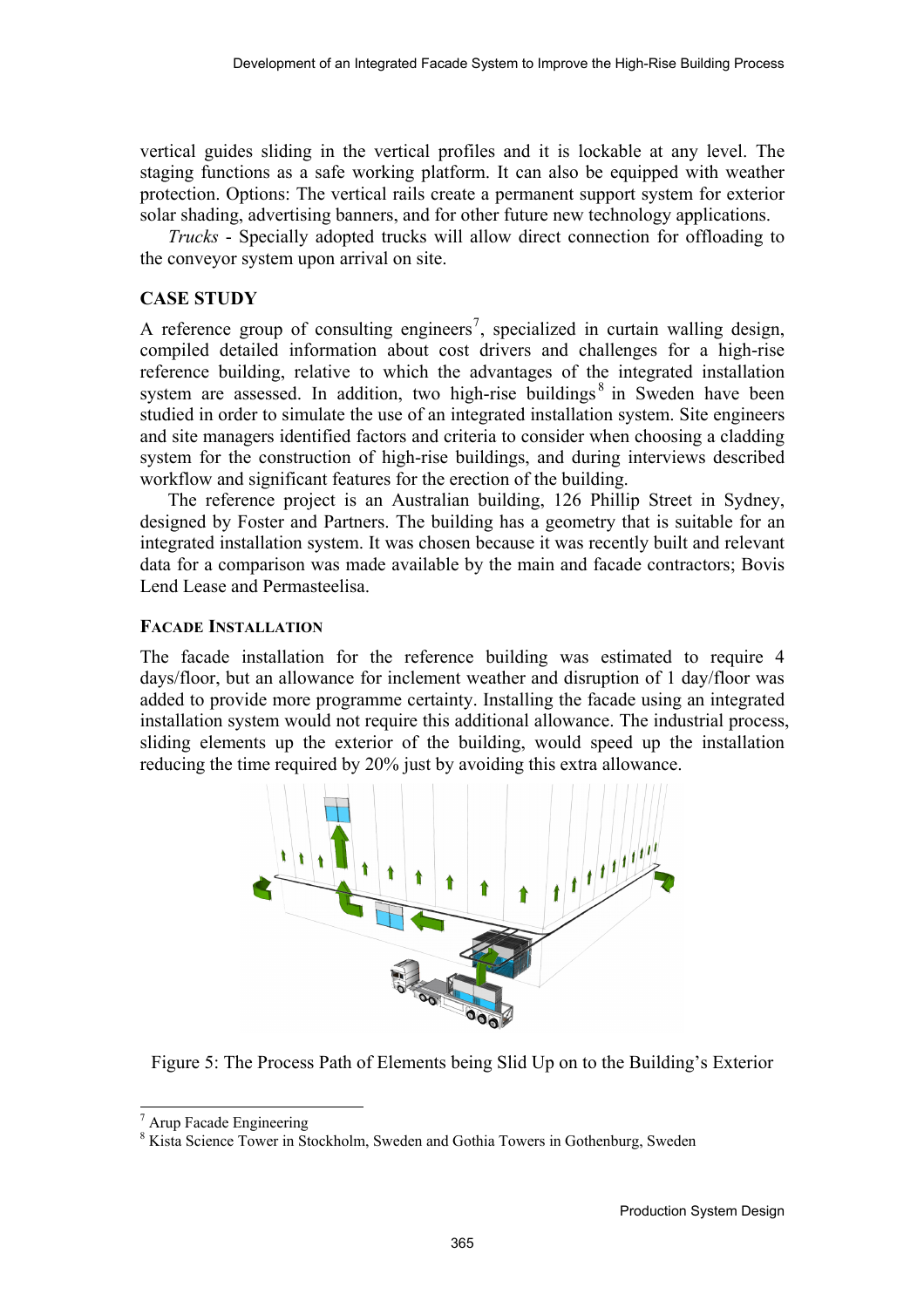vertical guides sliding in the vertical profiles and it is lockable at any level. The staging functions as a safe working platform. It can also be equipped with weather protection. Options: The vertical rails create a permanent support system for exterior solar shading, advertising banners, and for other future new technology applications.

*Trucks* - Specially adopted trucks will allow direct connection for offloading to the conveyor system upon arrival on site.

## CASE STUDY

A reference group of consulting engineers[7], specialized in curtain walling design, compiled detailed information about cost drivers and challenges for a high-rise reference building, relative to which the advantages of the integrated installation system are assessed. In addition, two high-rise buildings[8] in Sweden have been studied in order to simulate the use of an integrated installation system. Site engineers and site managers identified factors and criteria to consider when choosing a cladding system for the construction of high-rise buildings, and during interviews described workflow and significant features for the erection of the building.

The reference project is an Australian building, 126 Phillip Street in Sydney, designed by Foster and Partners. The building has a geometry that is suitable for an integrated installation system. It was chosen because it was recently built and relevant data for a comparison was made available by the main and facade contractors; Bovis Lend Lease and Permasteelisa.

### FACADE INSTALLATION

The facade installation for the reference building was estimated to require 4 days/floor, but an allowance for inclement weather and disruption of 1 day/floor was added to provide more programme certainty. Installing the facade using an integrated installation system would not require this additional allowance. The industrial process, sliding elements up the exterior of the building, would speed up the installation reducing the time required by 20% just by avoiding this extra allowance.

Figure 5: The Process Path of Elements being Slid Up on to the Building's Exterior

---

[7] Arup Facade Engineering

[8] Kista Science Tower in Stockholm, Sweden and Gothia Towers in Gothenburg, Sweden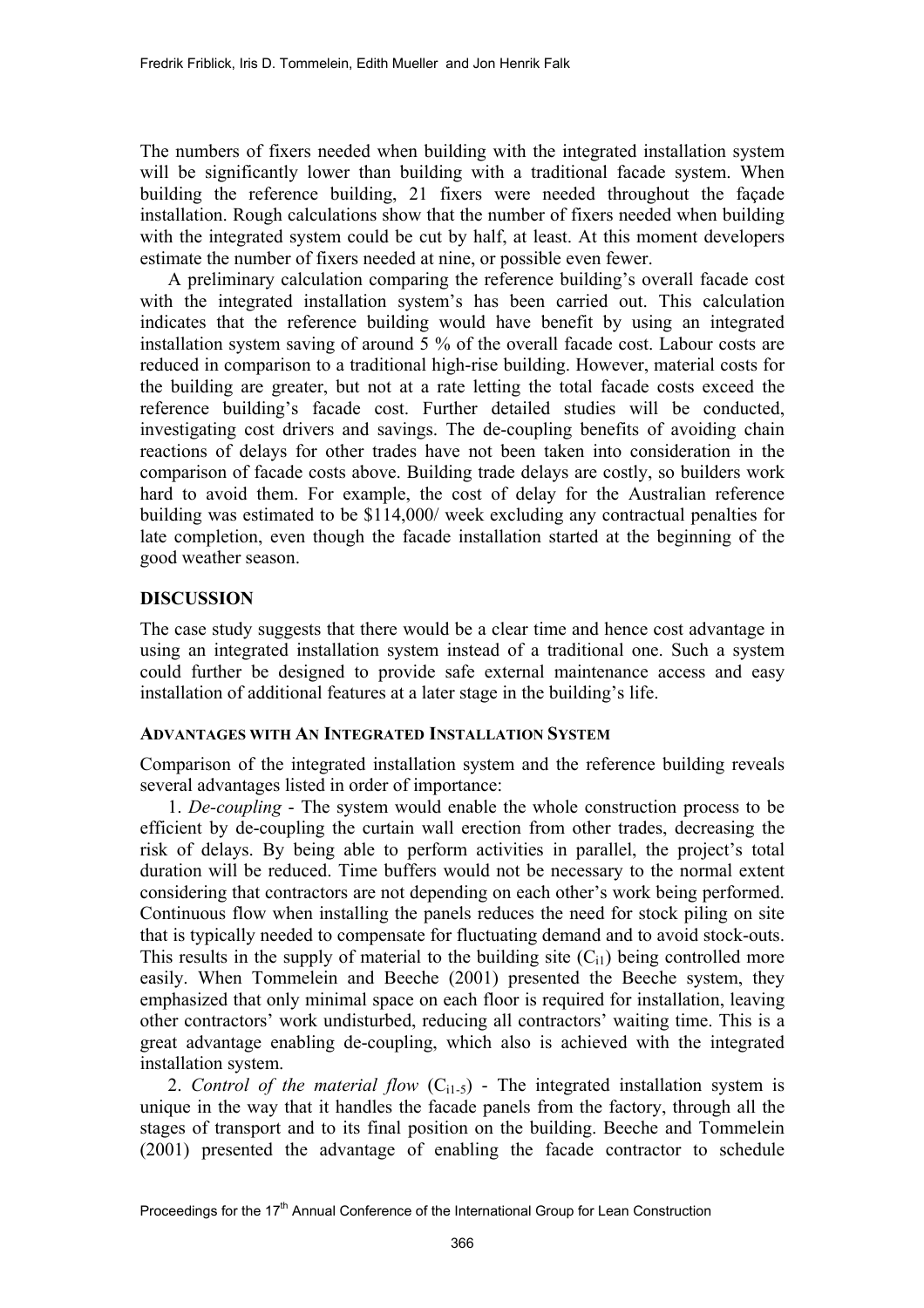The numbers of fixers needed when building with the integrated installation system will be significantly lower than building with a traditional facade system. When building the reference building, 21 fixers were needed throughout the façade installation. Rough calculations show that the number of fixers needed when building with the integrated system could be cut by half, at least. At this moment developers estimate the number of fixers needed at nine, or possible even fewer.

A preliminary calculation comparing the reference building's overall facade cost with the integrated installation system's has been carried out. This calculation indicates that the reference building would have benefit by using an integrated installation system saving of around 5 % of the overall facade cost. Labour costs are reduced in comparison to a traditional high-rise building. However, material costs for the building are greater, but not at a rate letting the total facade costs exceed the reference building's facade cost. Further detailed studies will be conducted, investigating cost drivers and savings. The de-coupling benefits of avoiding chain reactions of delays for other trades have not been taken into consideration in the comparison of facade costs above. Building trade delays are costly, so builders work hard to avoid them. For example, the cost of delay for the Australian reference building was estimated to be $114,000/ week excluding any contractual penalties for late completion, even though the facade installation started at the beginning of the good weather season.

## DISCUSSION

The case study suggests that there would be a clear time and hence cost advantage in using an integrated installation system instead of a traditional one. Such a system could further be designed to provide safe external maintenance access and easy installation of additional features at a later stage in the building's life.

### ADVANTAGES WITH AN INTEGRATED INSTALLATION SYSTEM

Comparison of the integrated installation system and the reference building reveals several advantages listed in order of importance:

1. *De-coupling* - The system would enable the whole construction process to be efficient by de-coupling the curtain wall erection from other trades, decreasing the risk of delays. By being able to perform activities in parallel, the project's total duration will be reduced. Time buffers would not be necessary to the normal extent considering that contractors are not depending on each other's work being performed. Continuous flow when installing the panels reduces the need for stock piling on site that is typically needed to compensate for fluctuating demand and to avoid stock-outs. This results in the supply of material to the building site ($C_{i1}$) being controlled more easily. When Tommelein and Beeche (2001) presented the Beeche system, they emphasized that only minimal space on each floor is required for installation, leaving other contractors' work undisturbed, reducing all contractors' waiting time. This is a great advantage enabling de-coupling, which also is achieved with the integrated installation system.

2. *Control of the material flow* ($C_{i1-5}$) - The integrated installation system is unique in the way that it handles the facade panels from the factory, through all the stages of transport and to its final position on the building. Beeche and Tommelein (2001) presented the advantage of enabling the facade contractor to schedule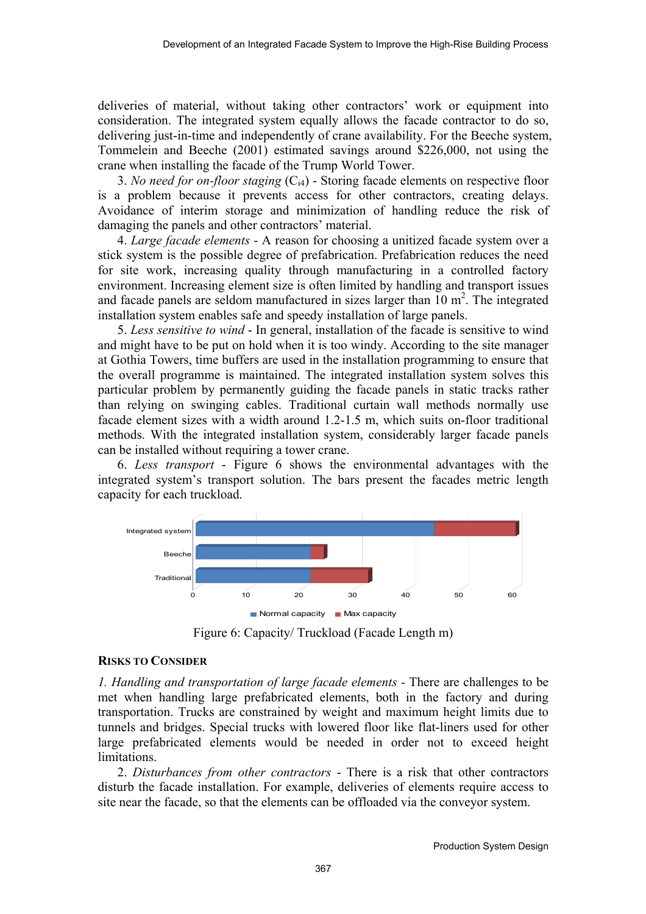deliveries of material, without taking other contractors' work or equipment into consideration. The integrated system equally allows the facade contractor to do so, delivering just-in-time and independently of crane availability. For the Beeche system, Tommelein and Beeche (2001) estimated savings around \$226,000, not using the crane when installing the facade of the Trump World Tower.

3. *No need for on-floor staging* ($C_{i4}$) - Storing facade elements on respective floor is a problem because it prevents access for other contractors, creating delays. Avoidance of interim storage and minimization of handling reduce the risk of damaging the panels and other contractors' material.

4. *Large facade elements* - A reason for choosing a unitized facade system over a stick system is the possible degree of prefabrication. Prefabrication reduces the need for site work, increasing quality through manufacturing in a controlled factory environment. Increasing element size is often limited by handling and transport issues and facade panels are seldom manufactured in sizes larger than 10 $m^2$. The integrated installation system enables safe and speedy installation of large panels.

5. *Less sensitive to wind* - In general, installation of the facade is sensitive to wind and might have to be put on hold when it is too windy. According to the site manager at Gothia Towers, time buffers are used in the installation programming to ensure that the overall programme is maintained. The integrated installation system solves this particular problem by permanently guiding the facade panels in static tracks rather than relying on swinging cables. Traditional curtain wall methods normally use facade element sizes with a width around 1.2-1.5 m, which suits on-floor traditional methods. With the integrated installation system, considerably larger facade panels can be installed without requiring a tower crane.

6. *Less transport* - Figure 6 shows the environmental advantages with the integrated system's transport solution. The bars present the facades metric length capacity for each truckload.

Figure 6: Capacity/ Truckload (Facade Length m)

## Risks to Consider

*1. Handling and transportation of large facade elements* - There are challenges to be met when handling large prefabricated elements, both in the factory and during transportation. Trucks are constrained by weight and maximum height limits due to tunnels and bridges. Special trucks with lowered floor like flat-liners used for other large prefabricated elements would be needed in order not to exceed height limitations.

2. *Disturbances from other contractors* - There is a risk that other contractors disturb the facade installation. For example, deliveries of elements require access to site near the facade, so that the elements can be offloaded via the conveyor system.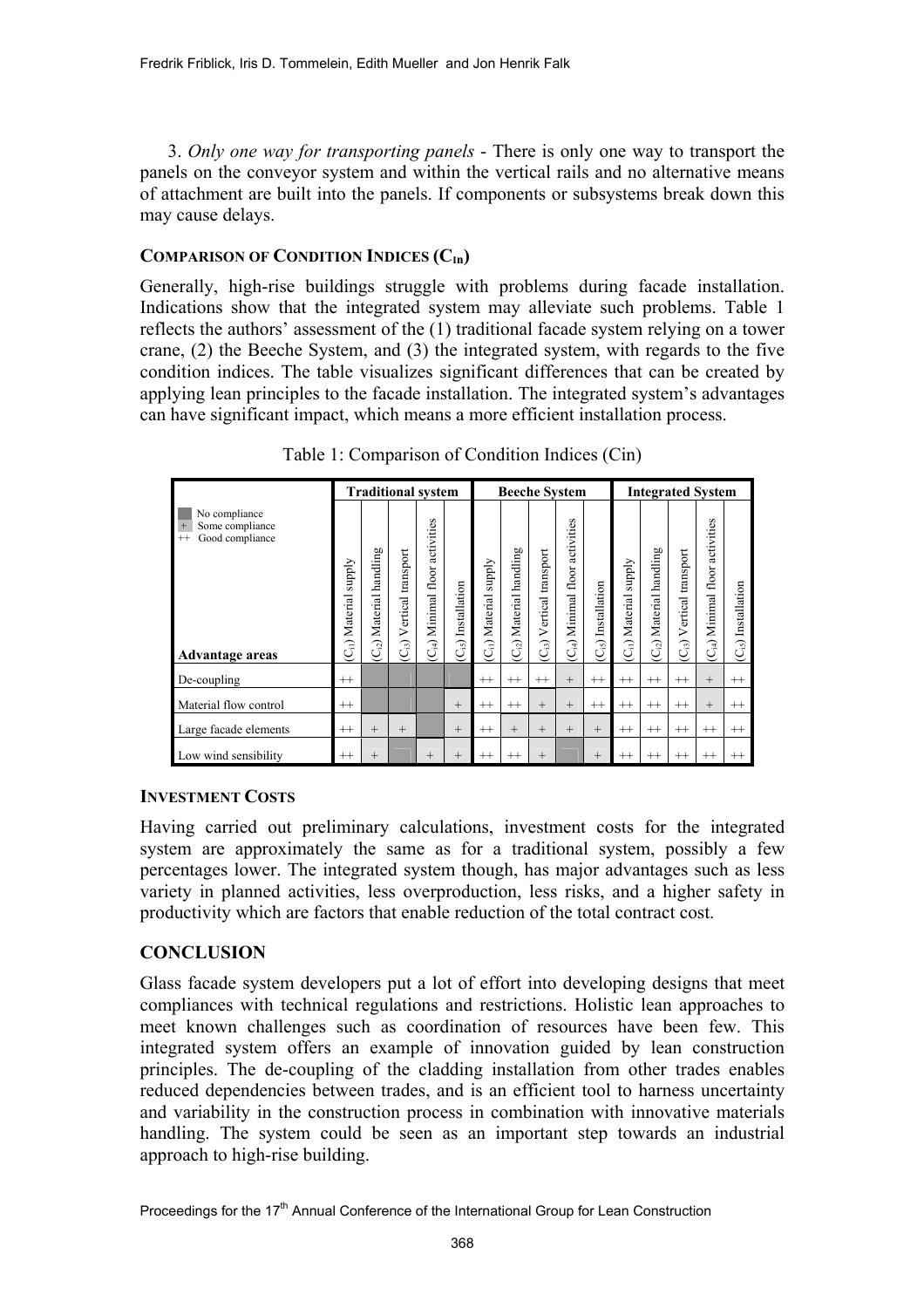3. *Only one way for transporting panels* - There is only one way to transport the panels on the conveyor system and within the vertical rails and no alternative means of attachment are built into the panels. If components or subsystems break down this may cause delays.

### COMPARISON OF CONDITION INDICES ($C_{In}$)

Generally, high-rise buildings struggle with problems during facade installation. Indications show that the integrated system may alleviate such problems. Table 1 reflects the authors' assessment of the (1) traditional facade system relying on a tower crane, (2) the Beeche System, and (3) the integrated system, with regards to the five condition indices. The table visualizes significant differences that can be created by applying lean principles to the facade installation. The integrated system's advantages can have significant impact, which means a more efficient installation process.

Table 1: Comparison of Condition Indices (Cin)

| (dark) No compliance; + Some compliance; ++ Good compliance | Traditional system | | | | | Beeche System | | | | | Integrated System | | | | |
|---|---|---|---|---|---|---|---|---|---|---|---|---|---|---|---|
| **Advantage areas** | ($C_1$) Material supply | ($C_2$) Material handling | ($C_3$) Vertical transport | ($C_4$) Minimal floor activities | ($C_5$) Installation | ($C_1$) Material supply | ($C_2$) Material handling | ($C_3$) Vertical transport | ($C_4$) Minimal floor activities | ($C_5$) Installation | ($C_1$) Material supply | ($C_2$) Material handling | ($C_3$) Vertical transport | ($C_4$) Minimal floor activities | ($C_5$) Installation |
| De-coupling | ++ | | | | | ++ | ++ | ++ | + | ++ | ++ | ++ | ++ | + | ++ |
| Material flow control | ++ | | | | + | ++ | ++ | + | + | ++ | ++ | ++ | ++ | + | ++ |
| Large facade elements | ++ | + | + | | + | ++ | + | + | + | + | ++ | ++ | ++ | ++ | ++ |
| Low wind sensibility | ++ | + | | + | + | ++ | ++ | + | | + | ++ | ++ | ++ | ++ | ++ |

### INVESTMENT COSTS

Having carried out preliminary calculations, investment costs for the integrated system are approximately the same as for a traditional system, possibly a few percentages lower. The integrated system though, has major advantages such as less variety in planned activities, less overproduction, less risks, and a higher safety in productivity which are factors that enable reduction of the total contract cost.

## CONCLUSION

Glass facade system developers put a lot of effort into developing designs that meet compliances with technical regulations and restrictions. Holistic lean approaches to meet known challenges such as coordination of resources have been few. This integrated system offers an example of innovation guided by lean construction principles. The de-coupling of the cladding installation from other trades enables reduced dependencies between trades, and is an efficient tool to harness uncertainty and variability in the construction process in combination with innovative materials handling. The system could be seen as an important step towards an industrial approach to high-rise building.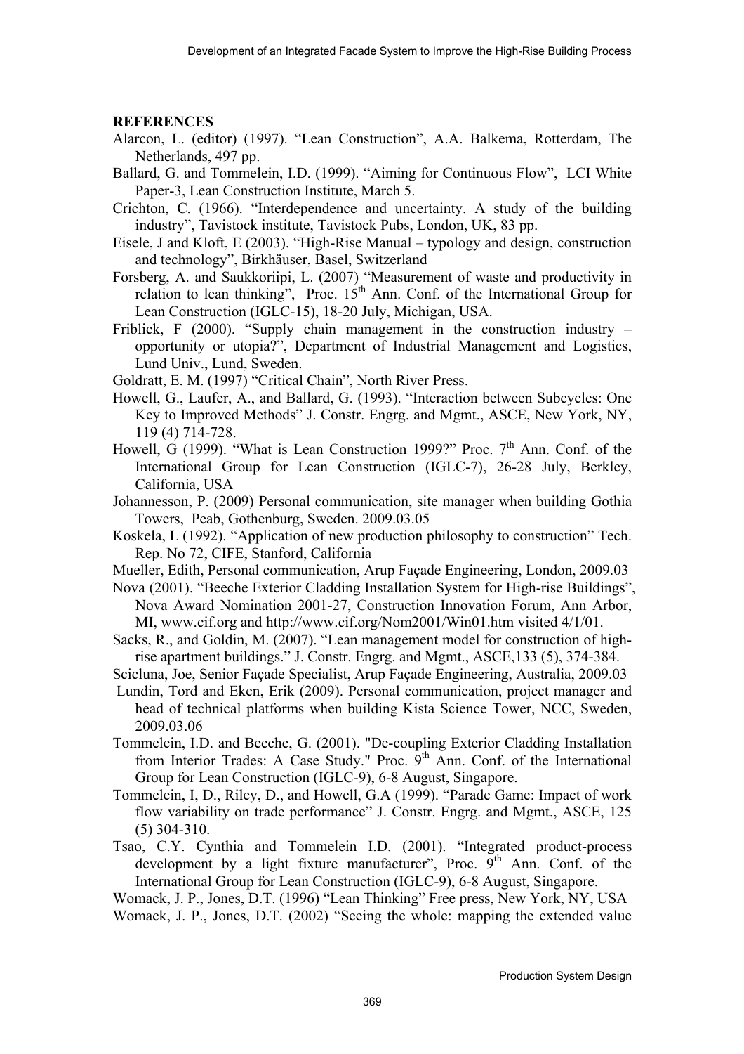## REFERENCES

Alarcon, L. (editor) (1997). "Lean Construction", A.A. Balkema, Rotterdam, The Netherlands, 497 pp.

Ballard, G. and Tommelein, I.D. (1999). "Aiming for Continuous Flow", LCI White Paper-3, Lean Construction Institute, March 5.

Crichton, C. (1966). "Interdependence and uncertainty. A study of the building industry", Tavistock institute, Tavistock Pubs, London, UK, 83 pp.

Eisele, J and Kloft, E (2003). "High-Rise Manual – typology and design, construction and technology", Birkhäuser, Basel, Switzerland

Forsberg, A. and Saukkoriipi, L. (2007) "Measurement of waste and productivity in relation to lean thinking", Proc. 15th Ann. Conf. of the International Group for Lean Construction (IGLC-15), 18-20 July, Michigan, USA.

Friblick, F (2000). "Supply chain management in the construction industry – opportunity or utopia?", Department of Industrial Management and Logistics, Lund Univ., Lund, Sweden.

Goldratt, E. M. (1997) "Critical Chain", North River Press.

Howell, G., Laufer, A., and Ballard, G. (1993). "Interaction between Subcycles: One Key to Improved Methods" J. Constr. Engrg. and Mgmt., ASCE, New York, NY, 119 (4) 714-728.

Howell, G (1999). "What is Lean Construction 1999?" Proc. 7th Ann. Conf. of the International Group for Lean Construction (IGLC-7), 26-28 July, Berkley, California, USA

Johannesson, P. (2009) Personal communication, site manager when building Gothia Towers, Peab, Gothenburg, Sweden. 2009.03.05

Koskela, L (1992). "Application of new production philosophy to construction" Tech. Rep. No 72, CIFE, Stanford, California

Mueller, Edith, Personal communication, Arup Façade Engineering, London, 2009.03

Nova (2001). "Beeche Exterior Cladding Installation System for High-rise Buildings", Nova Award Nomination 2001-27, Construction Innovation Forum, Ann Arbor, MI, www.cif.org and http://www.cif.org/Nom2001/Win01.htm visited 4/1/01.

Sacks, R., and Goldin, M. (2007). "Lean management model for construction of high-rise apartment buildings." J. Constr. Engrg. and Mgmt., ASCE,133 (5), 374-384.

Scicluna, Joe, Senior Façade Specialist, Arup Façade Engineering, Australia, 2009.03

Lundin, Tord and Eken, Erik (2009). Personal communication, project manager and head of technical platforms when building Kista Science Tower, NCC, Sweden, 2009.03.06

Tommelein, I.D. and Beeche, G. (2001). "De-coupling Exterior Cladding Installation from Interior Trades: A Case Study." Proc. 9th Ann. Conf. of the International Group for Lean Construction (IGLC-9), 6-8 August, Singapore.

Tommelein, I, D., Riley, D., and Howell, G.A (1999). "Parade Game: Impact of work flow variability on trade performance" J. Constr. Engrg. and Mgmt., ASCE, 125 (5) 304-310.

Tsao, C.Y. Cynthia and Tommelein I.D. (2001). "Integrated product-process development by a light fixture manufacturer", Proc. 9th Ann. Conf. of the International Group for Lean Construction (IGLC-9), 6-8 August, Singapore.

Womack, J. P., Jones, D.T. (1996) "Lean Thinking" Free press, New York, NY, USA

Womack, J. P., Jones, D.T. (2002) "Seeing the whole: mapping the extended value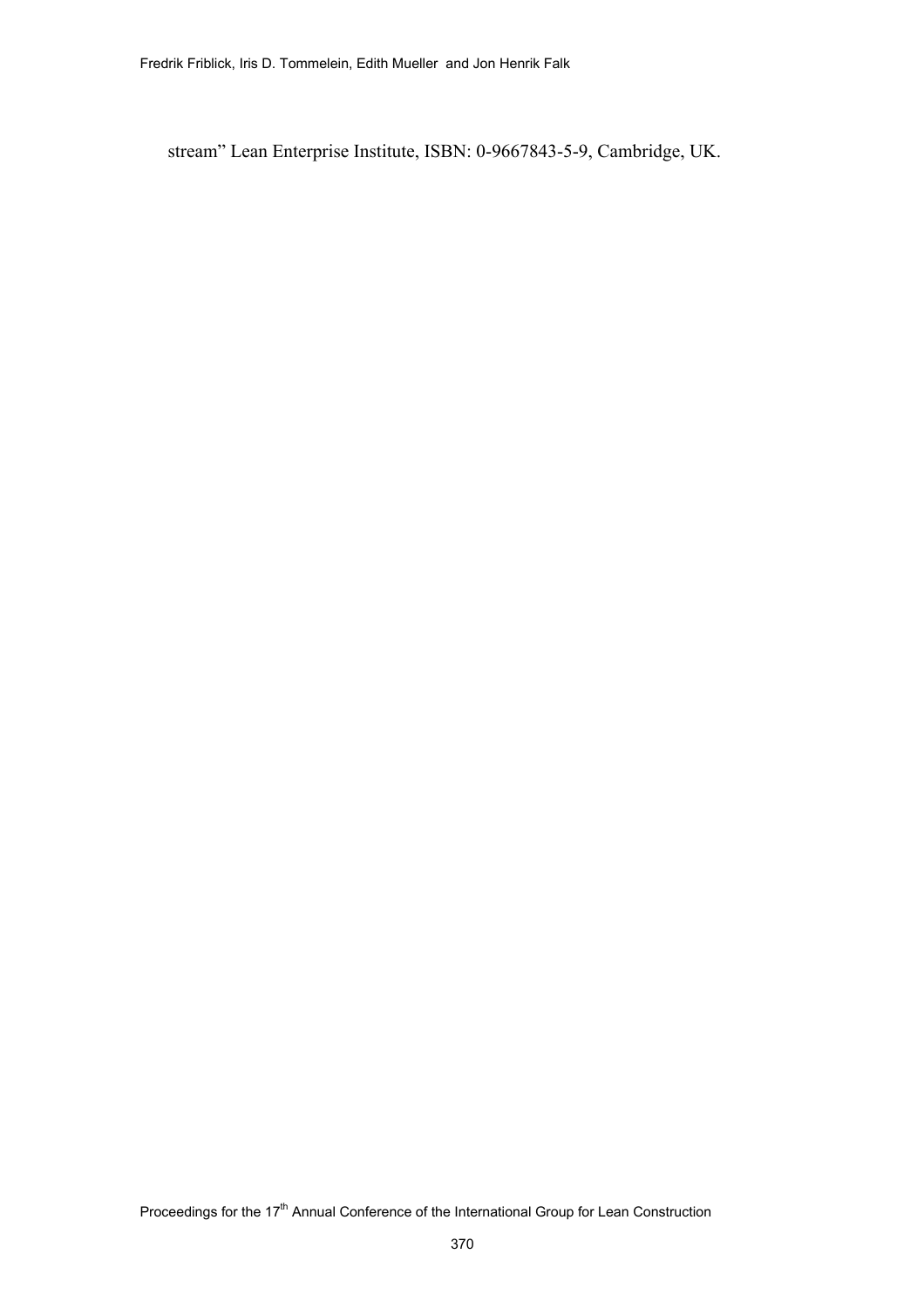stream" Lean Enterprise Institute, ISBN: 0-9667843-5-9, Cambridge, UK.